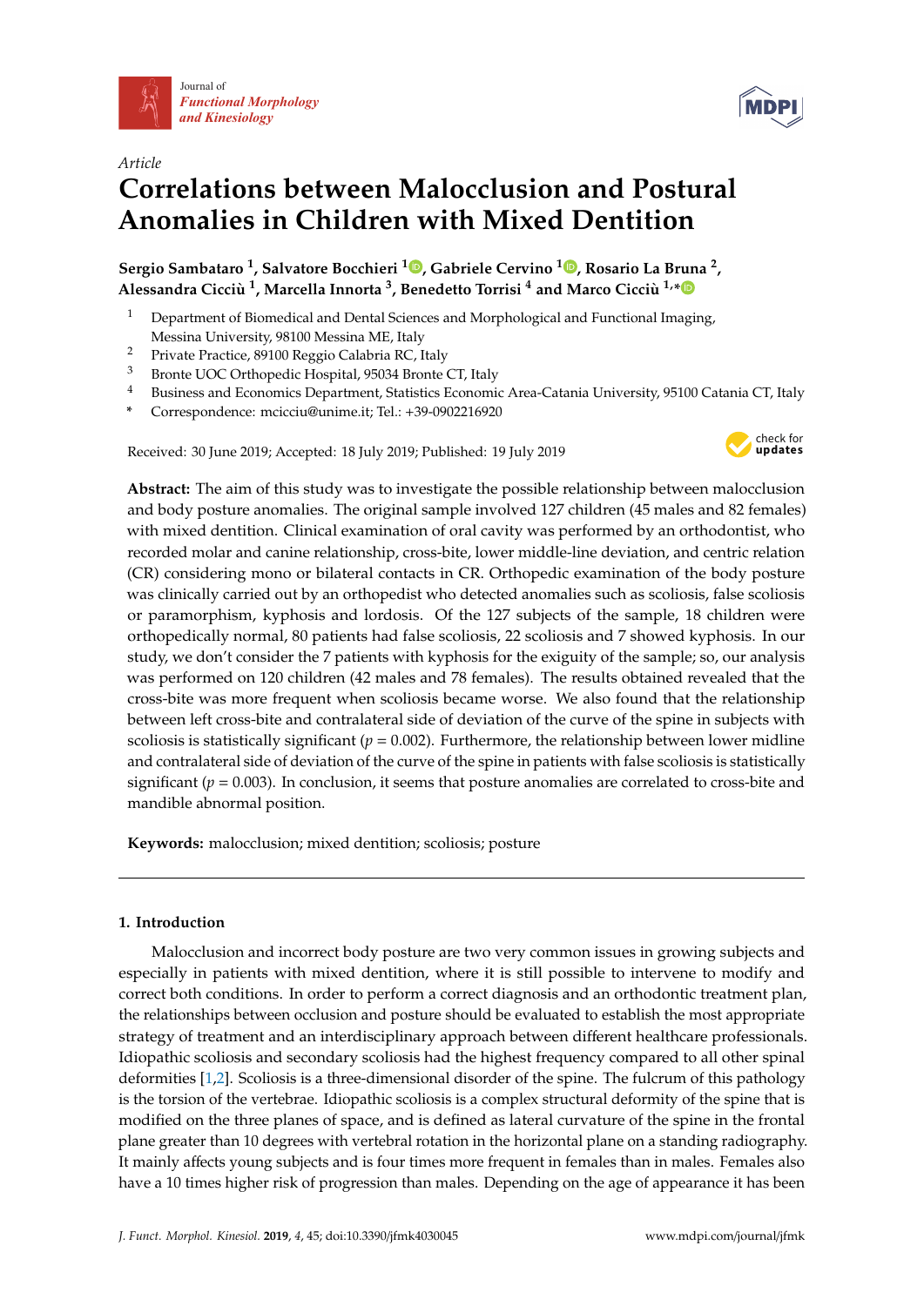Article

# Correlations between Malocclusion and Postural Anomalies in Children with Mixed Dentition

**Sergio Sambataro [1], Salvatore Bocchieri [1], Gabriele Cervino [1], Rosario La Bruna [2], Alessandra Cicciù [1], Marcella Innorta [3], Benedetto Torrisi [4] and Marco Cicciù [1,*]**

1. Department of Biomedical and Dental Sciences and Morphological and Functional Imaging, Messina University, 98100 Messina ME, Italy
2. Private Practice, 89100 Reggio Calabria RC, Italy
3. Bronte UOC Orthopedic Hospital, 95034 Bronte CT, Italy
4. Business and Economics Department, Statistics Economic Area-Catania University, 95100 Catania CT, Italy

\* Correspondence: mcicciu@unime.it; Tel.: +39-0902216920

Received: 30 June 2019; Accepted: 18 July 2019; Published: 19 July 2019

**Abstract:** The aim of this study was to investigate the possible relationship between malocclusion and body posture anomalies. The original sample involved 127 children (45 males and 82 females) with mixed dentition. Clinical examination of oral cavity was performed by an orthodontist, who recorded molar and canine relationship, cross-bite, lower middle-line deviation, and centric relation (CR) considering mono or bilateral contacts in CR. Orthopedic examination of the body posture was clinically carried out by an orthopedist who detected anomalies such as scoliosis, false scoliosis or paramorphism, kyphosis and lordosis. Of the 127 subjects of the sample, 18 children were orthopedically normal, 80 patients had false scoliosis, 22 scoliosis and 7 showed kyphosis. In our study, we don't consider the 7 patients with kyphosis for the exiguity of the sample; so, our analysis was performed on 120 children (42 males and 78 females). The results obtained revealed that the cross-bite was more frequent when scoliosis became worse. We also found that the relationship between left cross-bite and contralateral side of deviation of the curve of the spine in subjects with scoliosis is statistically significant ($p = 0.002$). Furthermore, the relationship between lower midline and contralateral side of deviation of the curve of the spine in patients with false scoliosis is statistically significant ($p = 0.003$). In conclusion, it seems that posture anomalies are correlated to cross-bite and mandible abnormal position.

**Keywords:** malocclusion; mixed dentition; scoliosis; posture

## 1. Introduction

Malocclusion and incorrect body posture are two very common issues in growing subjects and especially in patients with mixed dentition, where it is still possible to intervene to modify and correct both conditions. In order to perform a correct diagnosis and an orthodontic treatment plan, the relationships between occlusion and posture should be evaluated to establish the most appropriate strategy of treatment and an interdisciplinary approach between different healthcare professionals. Idiopathic scoliosis and secondary scoliosis had the highest frequency compared to all other spinal deformities [1,2]. Scoliosis is a three-dimensional disorder of the spine. The fulcrum of this pathology is the torsion of the vertebrae. Idiopathic scoliosis is a complex structural deformity of the spine that is modified on the three planes of space, and is defined as lateral curvature of the spine in the frontal plane greater than 10 degrees with vertebral rotation in the horizontal plane on a standing radiography. It mainly affects young subjects and is four times more frequent in females than in males. Females also have a 10 times higher risk of progression than males. Depending on the age of appearance it has been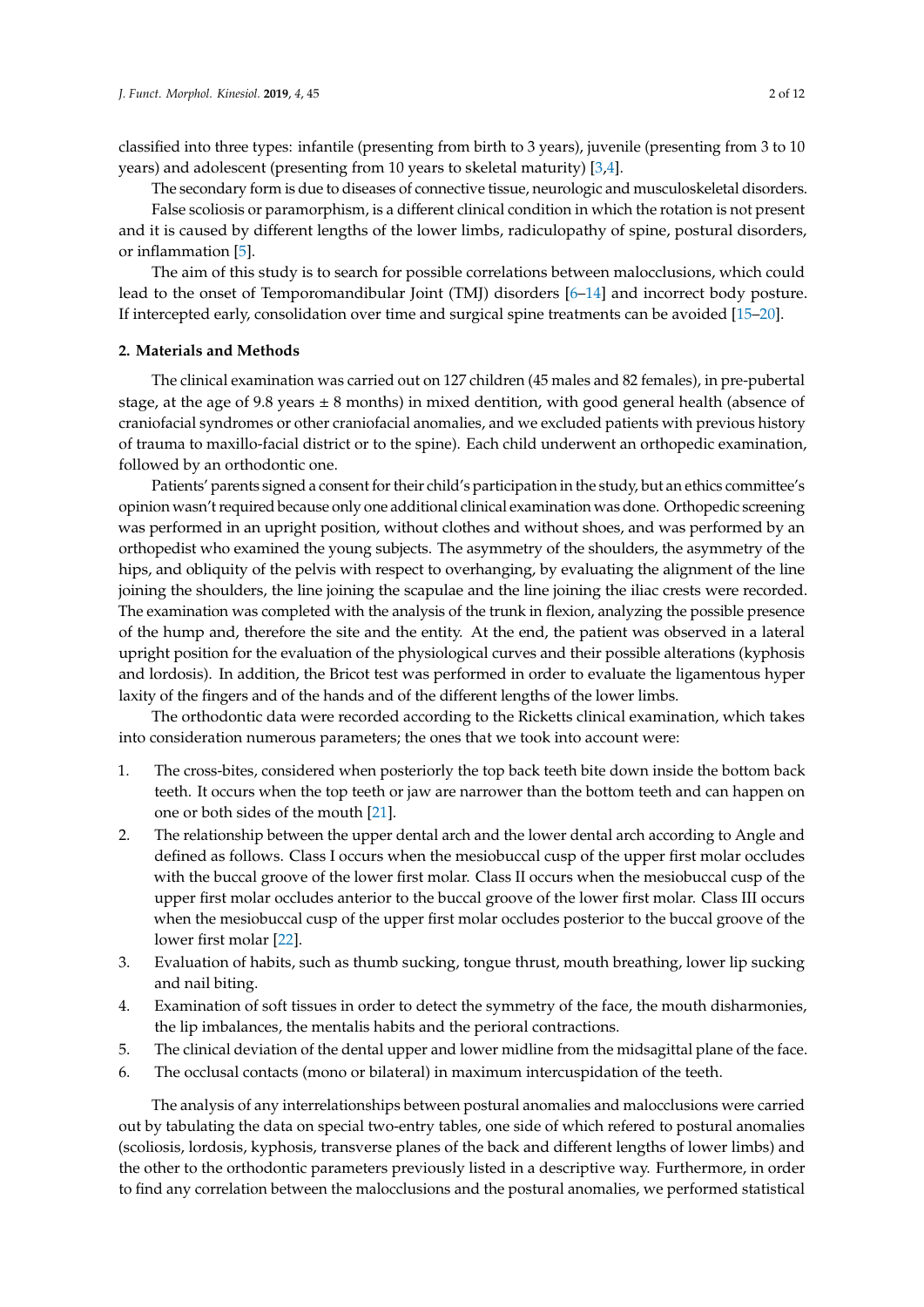classified into three types: infantile (presenting from birth to 3 years), juvenile (presenting from 3 to 10 years) and adolescent (presenting from 10 years to skeletal maturity) [3,4].

The secondary form is due to diseases of connective tissue, neurologic and musculoskeletal disorders.

False scoliosis or paramorphism, is a different clinical condition in which the rotation is not present and it is caused by different lengths of the lower limbs, radiculopathy of spine, postural disorders, or inflammation [5].

The aim of this study is to search for possible correlations between malocclusions, which could lead to the onset of Temporomandibular Joint (TMJ) disorders [6–14] and incorrect body posture. If intercepted early, consolidation over time and surgical spine treatments can be avoided [15–20].

## 2. Materials and Methods

The clinical examination was carried out on 127 children (45 males and 82 females), in pre-pubertal stage, at the age of 9.8 years ± 8 months) in mixed dentition, with good general health (absence of craniofacial syndromes or other craniofacial anomalies, and we excluded patients with previous history of trauma to maxillo-facial district or to the spine). Each child underwent an orthopedic examination, followed by an orthodontic one.

Patients' parents signed a consent for their child's participation in the study, but an ethics committee's opinion wasn't required because only one additional clinical examination was done. Orthopedic screening was performed in an upright position, without clothes and without shoes, and was performed by an orthopedist who examined the young subjects. The asymmetry of the shoulders, the asymmetry of the hips, and obliquity of the pelvis with respect to overhanging, by evaluating the alignment of the line joining the shoulders, the line joining the scapulae and the line joining the iliac crests were recorded. The examination was completed with the analysis of the trunk in flexion, analyzing the possible presence of the hump and, therefore the site and the entity. At the end, the patient was observed in a lateral upright position for the evaluation of the physiological curves and their possible alterations (kyphosis and lordosis). In addition, the Bricot test was performed in order to evaluate the ligamentous hyper laxity of the fingers and of the hands and of the different lengths of the lower limbs.

The orthodontic data were recorded according to the Ricketts clinical examination, which takes into consideration numerous parameters; the ones that we took into account were:

1. The cross-bites, considered when posteriorly the top back teeth bite down inside the bottom back teeth. It occurs when the top teeth or jaw are narrower than the bottom teeth and can happen on one or both sides of the mouth [21].
2. The relationship between the upper dental arch and the lower dental arch according to Angle and defined as follows. Class I occurs when the mesiobuccal cusp of the upper first molar occludes with the buccal groove of the lower first molar. Class II occurs when the mesiobuccal cusp of the upper first molar occludes anterior to the buccal groove of the lower first molar. Class III occurs when the mesiobuccal cusp of the upper first molar occludes posterior to the buccal groove of the lower first molar [22].
3. Evaluation of habits, such as thumb sucking, tongue thrust, mouth breathing, lower lip sucking and nail biting.
4. Examination of soft tissues in order to detect the symmetry of the face, the mouth disharmonies, the lip imbalances, the mentalis habits and the perioral contractions.
5. The clinical deviation of the dental upper and lower midline from the midsagittal plane of the face.
6. The occlusal contacts (mono or bilateral) in maximum intercuspidation of the teeth.

The analysis of any interrelationships between postural anomalies and malocclusions were carried out by tabulating the data on special two-entry tables, one side of which refered to postural anomalies (scoliosis, lordosis, kyphosis, transverse planes of the back and different lengths of lower limbs) and the other to the orthodontic parameters previously listed in a descriptive way. Furthermore, in order to find any correlation between the malocclusions and the postural anomalies, we performed statistical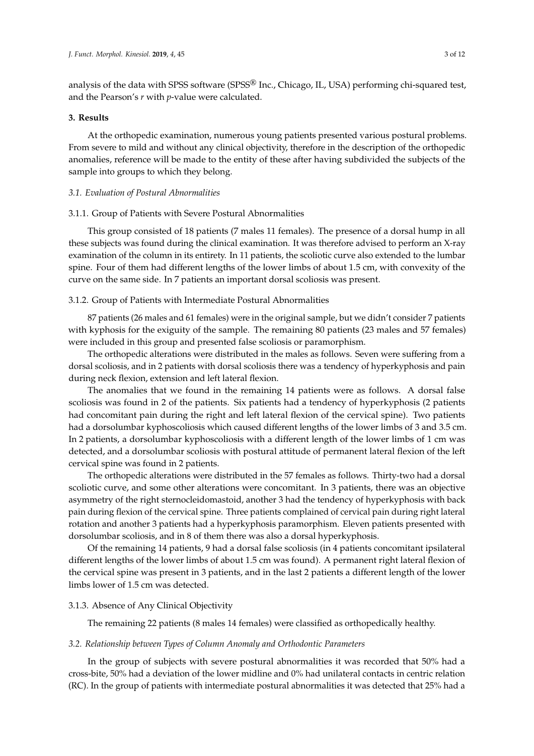analysis of the data with SPSS software (SPSS® Inc., Chicago, IL, USA) performing chi-squared test, and the Pearson's *r* with *p*-value were calculated.

## 3. Results

At the orthopedic examination, numerous young patients presented various postural problems. From severe to mild and without any clinical objectivity, therefore in the description of the orthopedic anomalies, reference will be made to the entity of these after having subdivided the subjects of the sample into groups to which they belong.

### *3.1. Evaluation of Postural Abnormalities*

#### 3.1.1. Group of Patients with Severe Postural Abnormalities

This group consisted of 18 patients (7 males 11 females). The presence of a dorsal hump in all these subjects was found during the clinical examination. It was therefore advised to perform an X-ray examination of the column in its entirety. In 11 patients, the scoliotic curve also extended to the lumbar spine. Four of them had different lengths of the lower limbs of about 1.5 cm, with convexity of the curve on the same side. In 7 patients an important dorsal scoliosis was present.

#### 3.1.2. Group of Patients with Intermediate Postural Abnormalities

87 patients (26 males and 61 females) were in the original sample, but we didn't consider 7 patients with kyphosis for the exiguity of the sample. The remaining 80 patients (23 males and 57 females) were included in this group and presented false scoliosis or paramorphism.

The orthopedic alterations were distributed in the males as follows. Seven were suffering from a dorsal scoliosis, and in 2 patients with dorsal scoliosis there was a tendency of hyperkyphosis and pain during neck flexion, extension and left lateral flexion.

The anomalies that we found in the remaining 14 patients were as follows. A dorsal false scoliosis was found in 2 of the patients. Six patients had a tendency of hyperkyphosis (2 patients had concomitant pain during the right and left lateral flexion of the cervical spine). Two patients had a dorsolumbar kyphoscoliosis which caused different lengths of the lower limbs of 3 and 3.5 cm. In 2 patients, a dorsolumbar kyphoscoliosis with a different length of the lower limbs of 1 cm was detected, and a dorsolumbar scoliosis with postural attitude of permanent lateral flexion of the left cervical spine was found in 2 patients.

The orthopedic alterations were distributed in the 57 females as follows. Thirty-two had a dorsal scoliotic curve, and some other alterations were concomitant. In 3 patients, there was an objective asymmetry of the right sternocleidomastoid, another 3 had the tendency of hyperkyphosis with back pain during flexion of the cervical spine. Three patients complained of cervical pain during right lateral rotation and another 3 patients had a hyperkyphosis paramorphism. Eleven patients presented with dorsolumbar scoliosis, and in 8 of them there was also a dorsal hyperkyphosis.

Of the remaining 14 patients, 9 had a dorsal false scoliosis (in 4 patients concomitant ipsilateral different lengths of the lower limbs of about 1.5 cm was found). A permanent right lateral flexion of the cervical spine was present in 3 patients, and in the last 2 patients a different length of the lower limbs lower of 1.5 cm was detected.

#### 3.1.3. Absence of Any Clinical Objectivity

The remaining 22 patients (8 males 14 females) were classified as orthopedically healthy.

### *3.2. Relationship between Types of Column Anomaly and Orthodontic Parameters*

In the group of subjects with severe postural abnormalities it was recorded that 50% had a cross-bite, 50% had a deviation of the lower midline and 0% had unilateral contacts in centric relation (RC). In the group of patients with intermediate postural abnormalities it was detected that 25% had a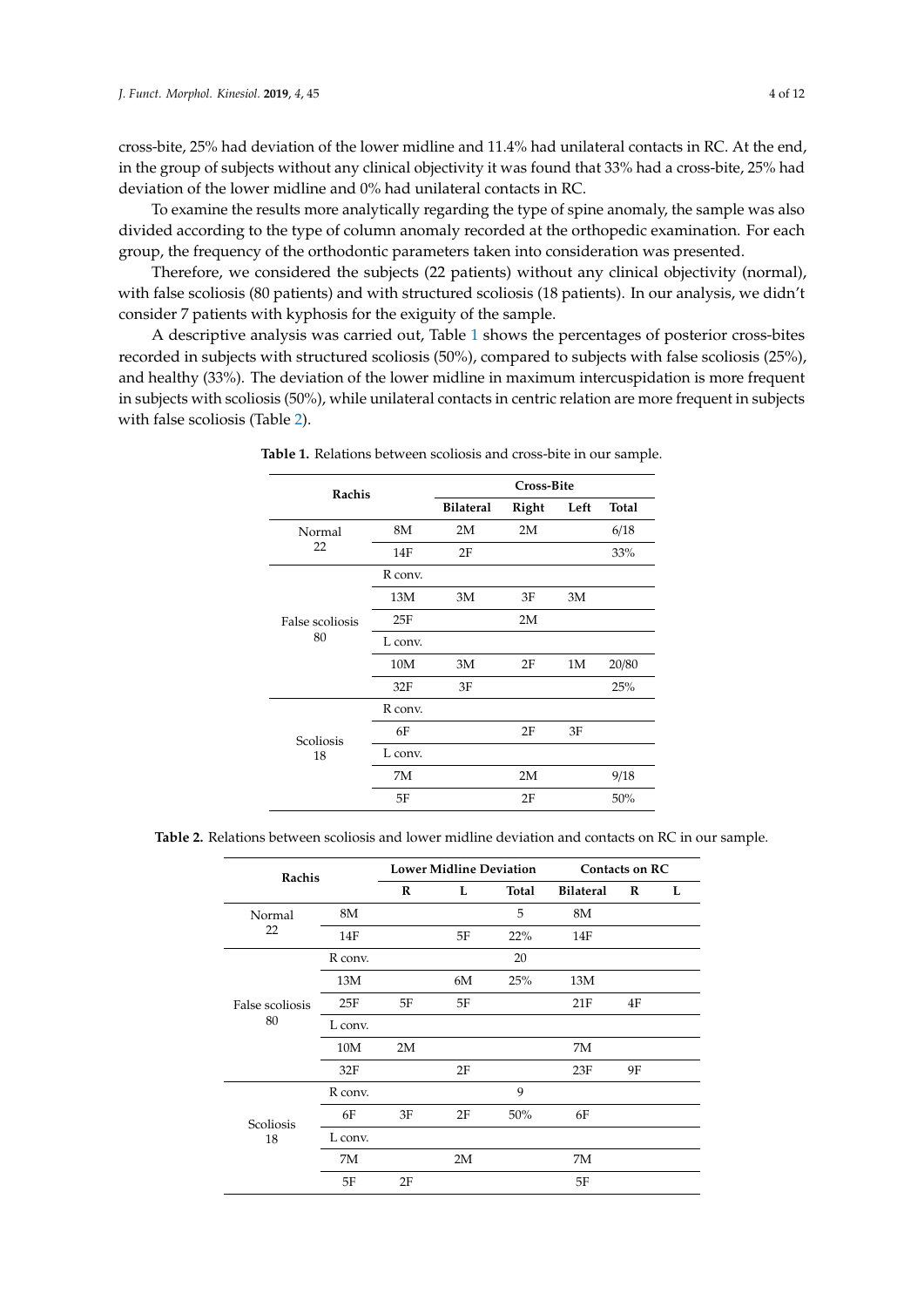cross-bite, 25% had deviation of the lower midline and 11.4% had unilateral contacts in RC. At the end, in the group of subjects without any clinical objectivity it was found that 33% had a cross-bite, 25% had deviation of the lower midline and 0% had unilateral contacts in RC.

To examine the results more analytically regarding the type of spine anomaly, the sample was also divided according to the type of column anomaly recorded at the orthopedic examination. For each group, the frequency of the orthodontic parameters taken into consideration was presented.

Therefore, we considered the subjects (22 patients) without any clinical objectivity (normal), with false scoliosis (80 patients) and with structured scoliosis (18 patients). In our analysis, we didn't consider 7 patients with kyphosis for the exiguity of the sample.

A descriptive analysis was carried out, Table 1 shows the percentages of posterior cross-bites recorded in subjects with structured scoliosis (50%), compared to subjects with false scoliosis (25%), and healthy (33%). The deviation of the lower midline in maximum intercuspidation is more frequent in subjects with scoliosis (50%), while unilateral contacts in centric relation are more frequent in subjects with false scoliosis (Table 2).

**Table 1.** Relations between scoliosis and cross-bite in our sample.

| Rachis | | Cross-Bite | | | |
|---|---|---|---|---|---|
| | | **Bilateral** | **Right** | **Left** | **Total** |
| Normal 22 | 8M | 2M | 2M | | 6/18 |
| | 14F | 2F | | | 33% |
| False scoliosis 80 | R conv. | | | | |
| | 13M | 3M | 3F | 3M | |
| | 25F | | 2M | | |
| | L conv. | | | | |
| | 10M | 3M | 2F | 1M | 20/80 |
| | 32F | 3F | | | 25% |
| Scoliosis 18 | R conv. | | | | |
| | 6F | | 2F | 3F | |
| | L conv. | | | | |
| | 7M | | 2M | | 9/18 |
| | 5F | | 2F | | 50% |

**Table 2.** Relations between scoliosis and lower midline deviation and contacts on RC in our sample.

| Rachis | | Lower Midline Deviation | | | Contacts on RC | | |
|---|---|---|---|---|---|---|---|
| | | **R** | **L** | **Total** | **Bilateral** | **R** | **L** |
| Normal 22 | 8M | | | 5 | 8M | | |
| | 14F | | 5F | 22% | 14F | | |
| False scoliosis 80 | R conv. | | | 20 | | | |
| | 13M | | 6M | 25% | 13M | | |
| | 25F | 5F | 5F | | 21F | 4F | |
| | L conv. | | | | | | |
| | 10M | 2M | | | 7M | | |
| | 32F | | 2F | | 23F | 9F | |
| Scoliosis 18 | R conv. | | | 9 | | | |
| | 6F | 3F | 2F | 50% | 6F | | |
| | L conv. | | | | | | |
| | 7M | | 2M | | 7M | | |
| | 5F | 2F | | | 5F | | |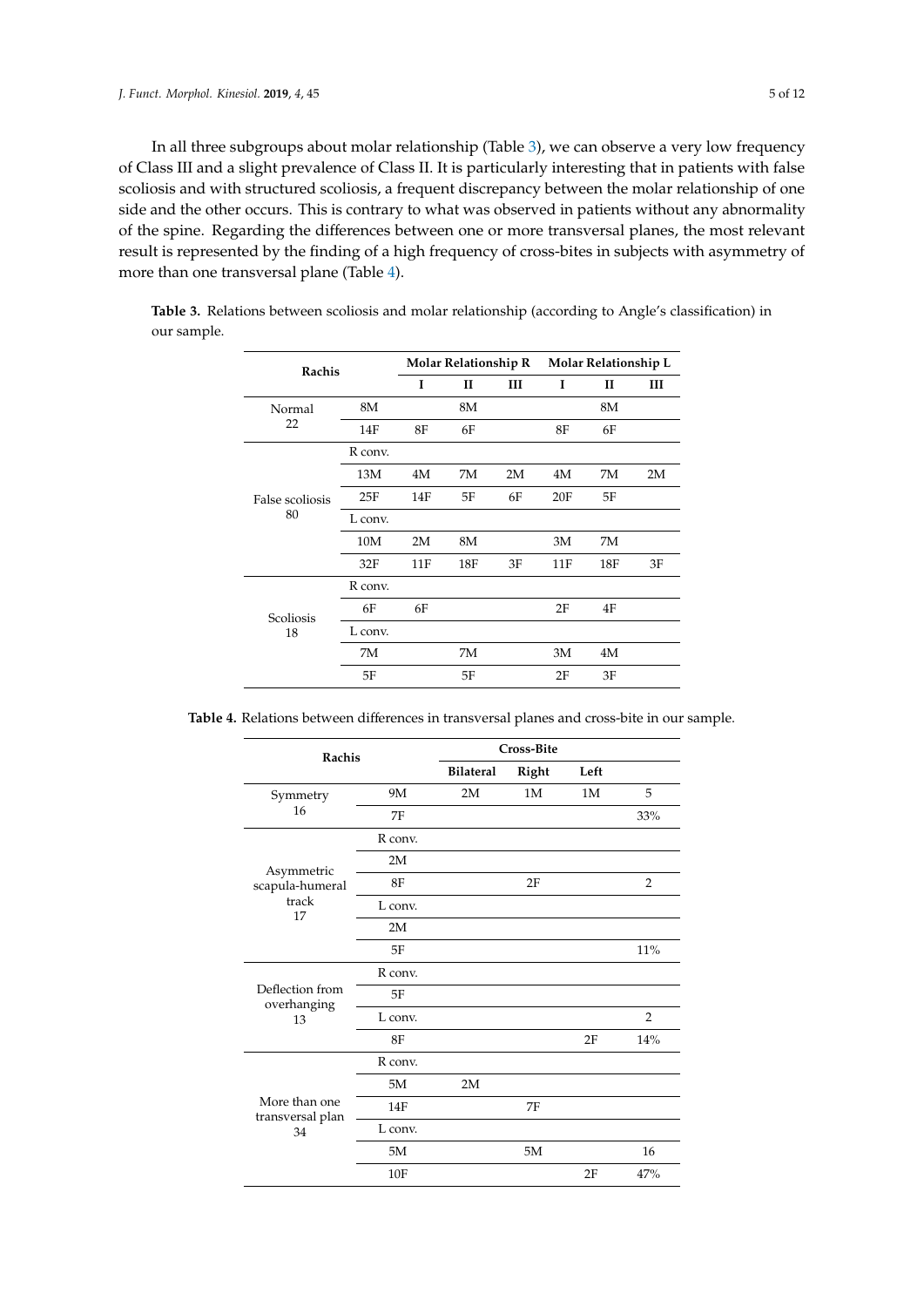In all three subgroups about molar relationship (Table 3), we can observe a very low frequency of Class III and a slight prevalence of Class II. It is particularly interesting that in patients with false scoliosis and with structured scoliosis, a frequent discrepancy between the molar relationship of one side and the other occurs. This is contrary to what was observed in patients without any abnormality of the spine. Regarding the differences between one or more transversal planes, the most relevant result is represented by the finding of a high frequency of cross-bites in subjects with asymmetry of more than one transversal plane (Table 4).

**Table 3.** Relations between scoliosis and molar relationship (according to Angle's classification) in our sample.

| Rachis | | Molar Relationship R | | | Molar Relationship L | | |
|---|---|---|---|---|---|---|---|
| | | I | II | III | I | II | III |
| Normal 22 | 8M | | 8M | | | 8M | |
| | 14F | 8F | 6F | | 8F | 6F | |
| False scoliosis 80 | R conv. | | | | | | |
| | 13M | 4M | 7M | 2M | 4M | 7M | 2M |
| | 25F | 14F | 5F | 6F | 20F | 5F | |
| | L conv. | | | | | | |
| | 10M | 2M | 8M | | 3M | 7M | |
| | 32F | 11F | 18F | 3F | 11F | 18F | 3F |
| Scoliosis 18 | R conv. | | | | | | |
| | 6F | 6F | | | 2F | 4F | |
| | L conv. | | | | | | |
| | 7M | | 7M | | 3M | 4M | |
| | 5F | | 5F | | 2F | 3F | |

**Table 4.** Relations between differences in transversal planes and cross-bite in our sample.

| Rachis | | Cross-Bite | | | |
|---|---|---|---|---|---|
| | | Bilateral | Right | Left | |
| Symmetry 16 | 9M | 2M | 1M | 1M | 5 |
| | 7F | | | | 33% |
| Asymmetric scapula-humeral track 17 | R conv. | | | | |
| | 2M | | | | |
| | 8F | | 2F | | 2 |
| | L conv. | | | | |
| | 2M | | | | |
| | 5F | | | | 11% |
| Deflection from overhanging 13 | R conv. | | | | |
| | 5F | | | | |
| | L conv. | | | | 2 |
| | 8F | | | 2F | 14% |
| More than one transversal plan 34 | R conv. | | | | |
| | 5M | 2M | | | |
| | 14F | | 7F | | |
| | L conv. | | | | |
| | 5M | | 5M | | 16 |
| | 10F | | | 2F | 47% |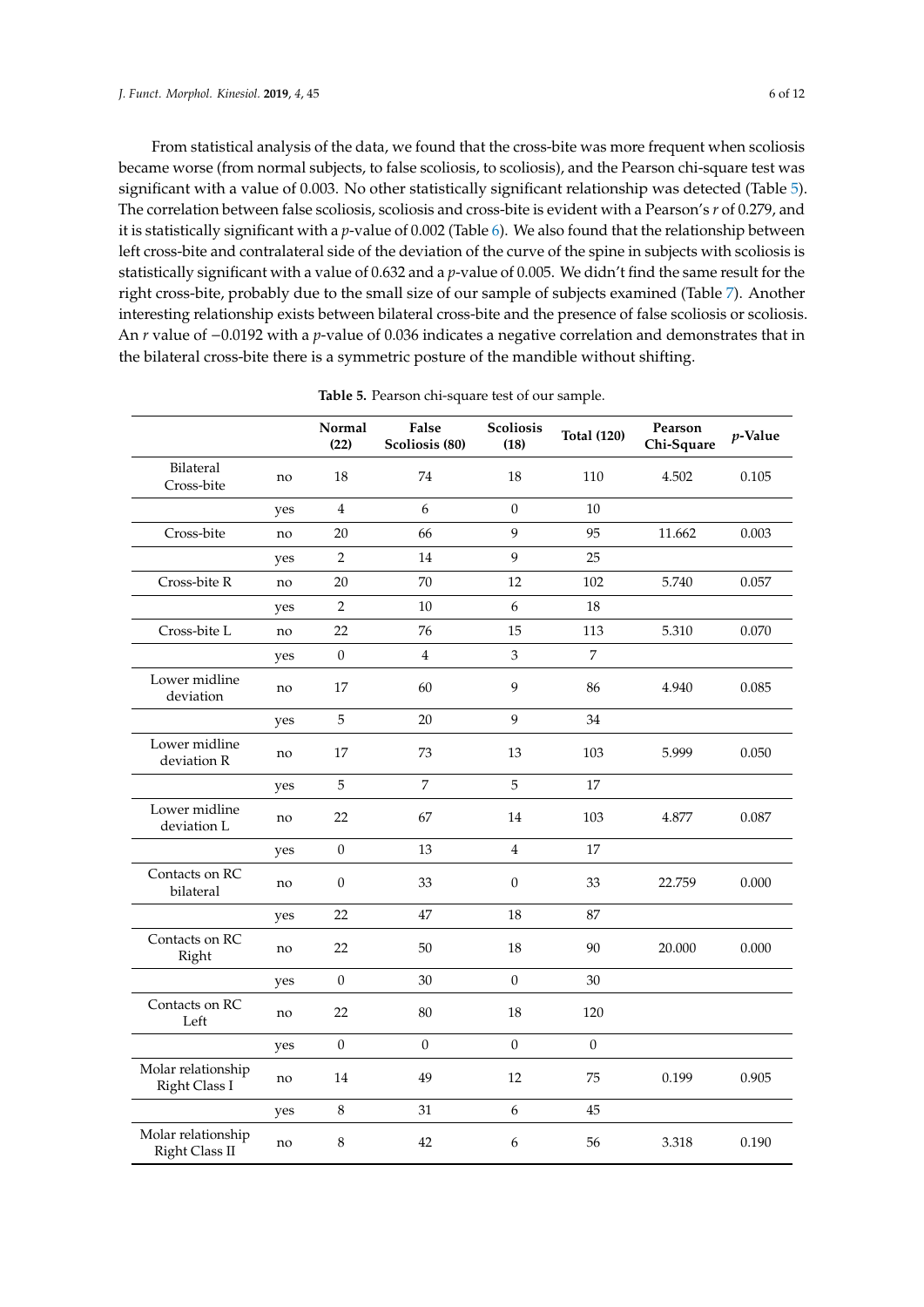From statistical analysis of the data, we found that the cross-bite was more frequent when scoliosis became worse (from normal subjects, to false scoliosis, to scoliosis), and the Pearson chi-square test was significant with a value of 0.003. No other statistically significant relationship was detected (Table 5). The correlation between false scoliosis, scoliosis and cross-bite is evident with a Pearson's $r$ of 0.279, and it is statistically significant with a $p$-value of 0.002 (Table 6). We also found that the relationship between left cross-bite and contralateral side of the deviation of the curve of the spine in subjects with scoliosis is statistically significant with a value of 0.632 and a $p$-value of 0.005. We didn't find the same result for the right cross-bite, probably due to the small size of our sample of subjects examined (Table 7). Another interesting relationship exists between bilateral cross-bite and the presence of false scoliosis or scoliosis. An $r$ value of −0.0192 with a $p$-value of 0.036 indicates a negative correlation and demonstrates that in the bilateral cross-bite there is a symmetric posture of the mandible without shifting.

**Table 5.** Pearson chi-square test of our sample.

| | | Normal (22) | False Scoliosis (80) | Scoliosis (18) | Total (120) | Pearson Chi-Square | $p$-Value |
|---|---|---|---|---|---|---|---|
| Bilateral Cross-bite | no | 18 | 74 | 18 | 110 | 4.502 | 0.105 |
| | yes | 4 | 6 | 0 | 10 | | |
| Cross-bite | no | 20 | 66 | 9 | 95 | 11.662 | 0.003 |
| | yes | 2 | 14 | 9 | 25 | | |
| Cross-bite R | no | 20 | 70 | 12 | 102 | 5.740 | 0.057 |
| | yes | 2 | 10 | 6 | 18 | | |
| Cross-bite L | no | 22 | 76 | 15 | 113 | 5.310 | 0.070 |
| | yes | 0 | 4 | 3 | 7 | | |
| Lower midline deviation | no | 17 | 60 | 9 | 86 | 4.940 | 0.085 |
| | yes | 5 | 20 | 9 | 34 | | |
| Lower midline deviation R | no | 17 | 73 | 13 | 103 | 5.999 | 0.050 |
| | yes | 5 | 7 | 5 | 17 | | |
| Lower midline deviation L | no | 22 | 67 | 14 | 103 | 4.877 | 0.087 |
| | yes | 0 | 13 | 4 | 17 | | |
| Contacts on RC bilateral | no | 0 | 33 | 0 | 33 | 22.759 | 0.000 |
| | yes | 22 | 47 | 18 | 87 | | |
| Contacts on RC Right | no | 22 | 50 | 18 | 90 | 20.000 | 0.000 |
| | yes | 0 | 30 | 0 | 30 | | |
| Contacts on RC Left | no | 22 | 80 | 18 | 120 | | |
| | yes | 0 | 0 | 0 | 0 | | |
| Molar relationship Right Class I | no | 14 | 49 | 12 | 75 | 0.199 | 0.905 |
| | yes | 8 | 31 | 6 | 45 | | |
| Molar relationship Right Class II | no | 8 | 42 | 6 | 56 | 3.318 | 0.190 |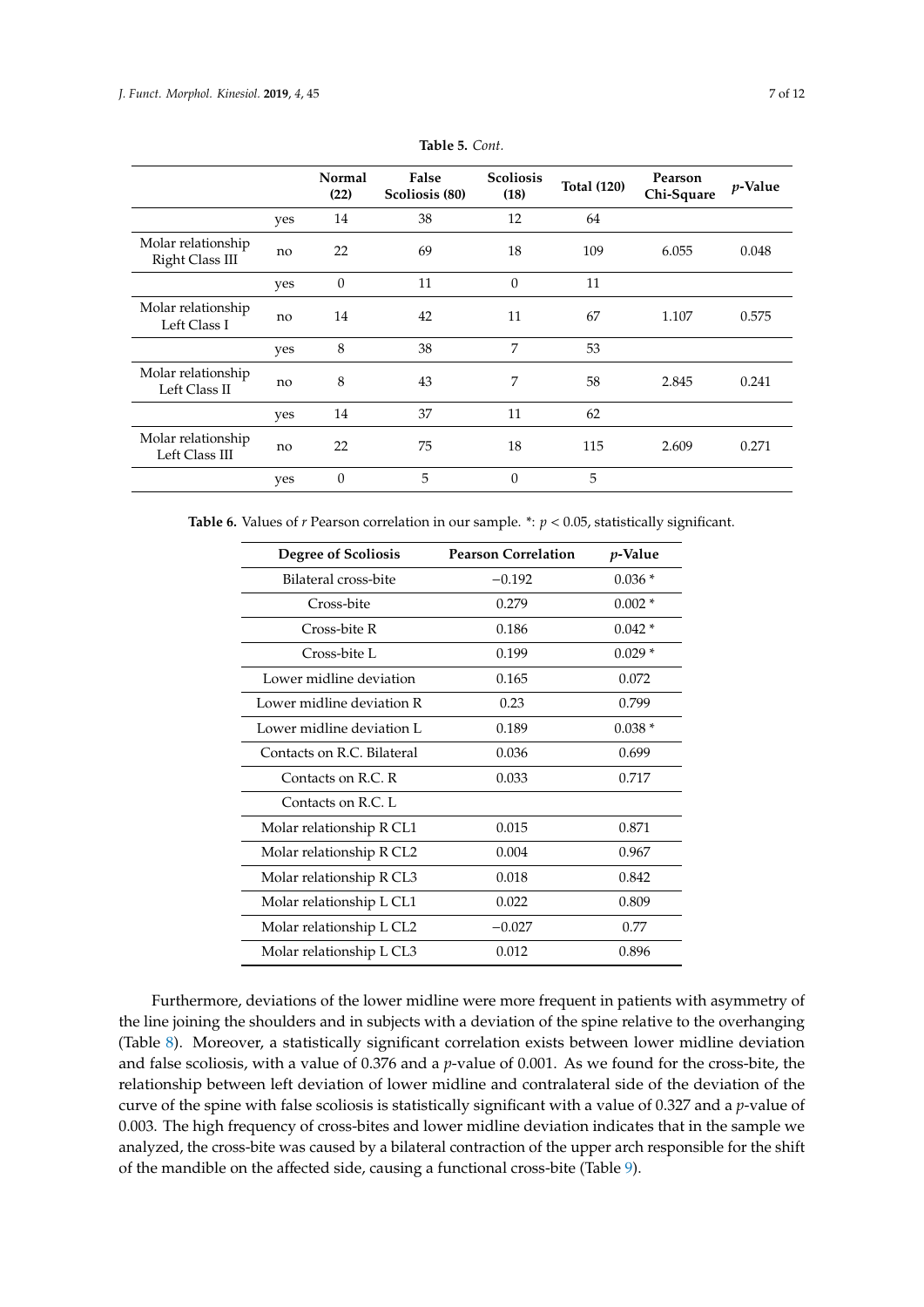**Table 5.** *Cont.*

| | | Normal (22) | False Scoliosis (80) | Scoliosis (18) | Total (120) | Pearson Chi-Square | $p$-Value |
|---|---|---|---|---|---|---|---|
| | yes | 14 | 38 | 12 | 64 | | |
| Molar relationship Right Class III | no | 22 | 69 | 18 | 109 | 6.055 | 0.048 |
| | yes | 0 | 11 | 0 | 11 | | |
| Molar relationship Left Class I | no | 14 | 42 | 11 | 67 | 1.107 | 0.575 |
| | yes | 8 | 38 | 7 | 53 | | |
| Molar relationship Left Class II | no | 8 | 43 | 7 | 58 | 2.845 | 0.241 |
| | yes | 14 | 37 | 11 | 62 | | |
| Molar relationship Left Class III | no | 22 | 75 | 18 | 115 | 2.609 | 0.271 |
| | yes | 0 | 5 | 0 | 5 | | |

**Table 6.** Values of $r$ Pearson correlation in our sample. *: $p < 0.05$, statistically significant.

| Degree of Scoliosis | Pearson Correlation | $p$-Value |
|---|---|---|
| Bilateral cross-bite | −0.192 | 0.036 * |
| Cross-bite | 0.279 | 0.002 * |
| Cross-bite R | 0.186 | 0.042 * |
| Cross-bite L | 0.199 | 0.029 * |
| Lower midline deviation | 0.165 | 0.072 |
| Lower midline deviation R | 0.23 | 0.799 |
| Lower midline deviation L | 0.189 | 0.038 * |
| Contacts on R.C. Bilateral | 0.036 | 0.699 |
| Contacts on R.C. R | 0.033 | 0.717 |
| Contacts on R.C. L | | |
| Molar relationship R CL1 | 0.015 | 0.871 |
| Molar relationship R CL2 | 0.004 | 0.967 |
| Molar relationship R CL3 | 0.018 | 0.842 |
| Molar relationship L CL1 | 0.022 | 0.809 |
| Molar relationship L CL2 | −0.027 | 0.77 |
| Molar relationship L CL3 | 0.012 | 0.896 |

Furthermore, deviations of the lower midline were more frequent in patients with asymmetry of the line joining the shoulders and in subjects with a deviation of the spine relative to the overhanging (Table 8). Moreover, a statistically significant correlation exists between lower midline deviation and false scoliosis, with a value of 0.376 and a $p$-value of 0.001. As we found for the cross-bite, the relationship between left deviation of lower midline and contralateral side of the deviation of the curve of the spine with false scoliosis is statistically significant with a value of 0.327 and a $p$-value of 0.003. The high frequency of cross-bites and lower midline deviation indicates that in the sample we analyzed, the cross-bite was caused by a bilateral contraction of the upper arch responsible for the shift of the mandible on the affected side, causing a functional cross-bite (Table 9).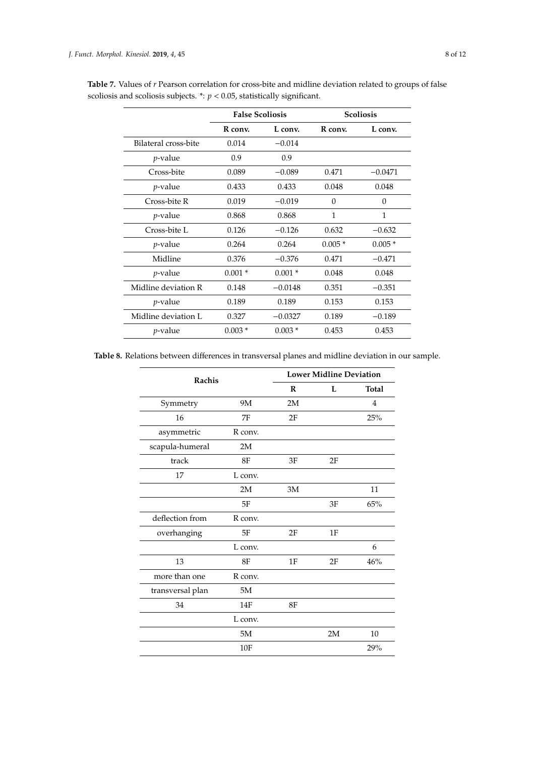**Table 7.** Values of *r* Pearson correlation for cross-bite and midline deviation related to groups of false scoliosis and scoliosis subjects. *: $p < 0.05$, statistically significant.

| | False Scoliosis | | Scoliosis | |
|---|---|---|---|---|
| | **R conv.** | **L conv.** | **R conv.** | **L conv.** |
| Bilateral cross-bite | 0.014 | −0.014 | | |
| *p*-value | 0.9 | 0.9 | | |
| Cross-bite | 0.089 | −0.089 | 0.471 | −0.0471 |
| *p*-value | 0.433 | 0.433 | 0.048 | 0.048 |
| Cross-bite R | 0.019 | −0.019 | 0 | 0 |
| *p*-value | 0.868 | 0.868 | 1 | 1 |
| Cross-bite L | 0.126 | −0.126 | 0.632 | −0.632 |
| *p*-value | 0.264 | 0.264 | 0.005 * | 0.005 * |
| Midline | 0.376 | −0.376 | 0.471 | −0.471 |
| *p*-value | 0.001 * | 0.001 * | 0.048 | 0.048 |
| Midline deviation R | 0.148 | −0.0148 | 0.351 | −0.351 |
| *p*-value | 0.189 | 0.189 | 0.153 | 0.153 |
| Midline deviation L | 0.327 | −0.0327 | 0.189 | −0.189 |
| *p*-value | 0.003 * | 0.003 * | 0.453 | 0.453 |

**Table 8.** Relations between differences in transversal planes and midline deviation in our sample.

| Rachis | | Lower Midline Deviation | | |
|---|---|---|---|---|
| | | **R** | **L** | **Total** |
| Symmetry | 9M | 2M | | 4 |
| 16 | 7F | 2F | | 25% |
| asymmetric | R conv. | | | |
| scapula-humeral | 2M | | | |
| track | 8F | 3F | 2F | |
| 17 | L conv. | | | |
| | 2M | 3M | | 11 |
| | 5F | | 3F | 65% |
| deflection from | R conv. | | | |
| overhanging | 5F | 2F | 1F | |
| | L conv. | | | 6 |
| 13 | 8F | 1F | 2F | 46% |
| more than one | R conv. | | | |
| transversal plan | 5M | | | |
| 34 | 14F | 8F | | |
| | L conv. | | | |
| | 5M | | 2M | 10 |
| | 10F | | | 29% |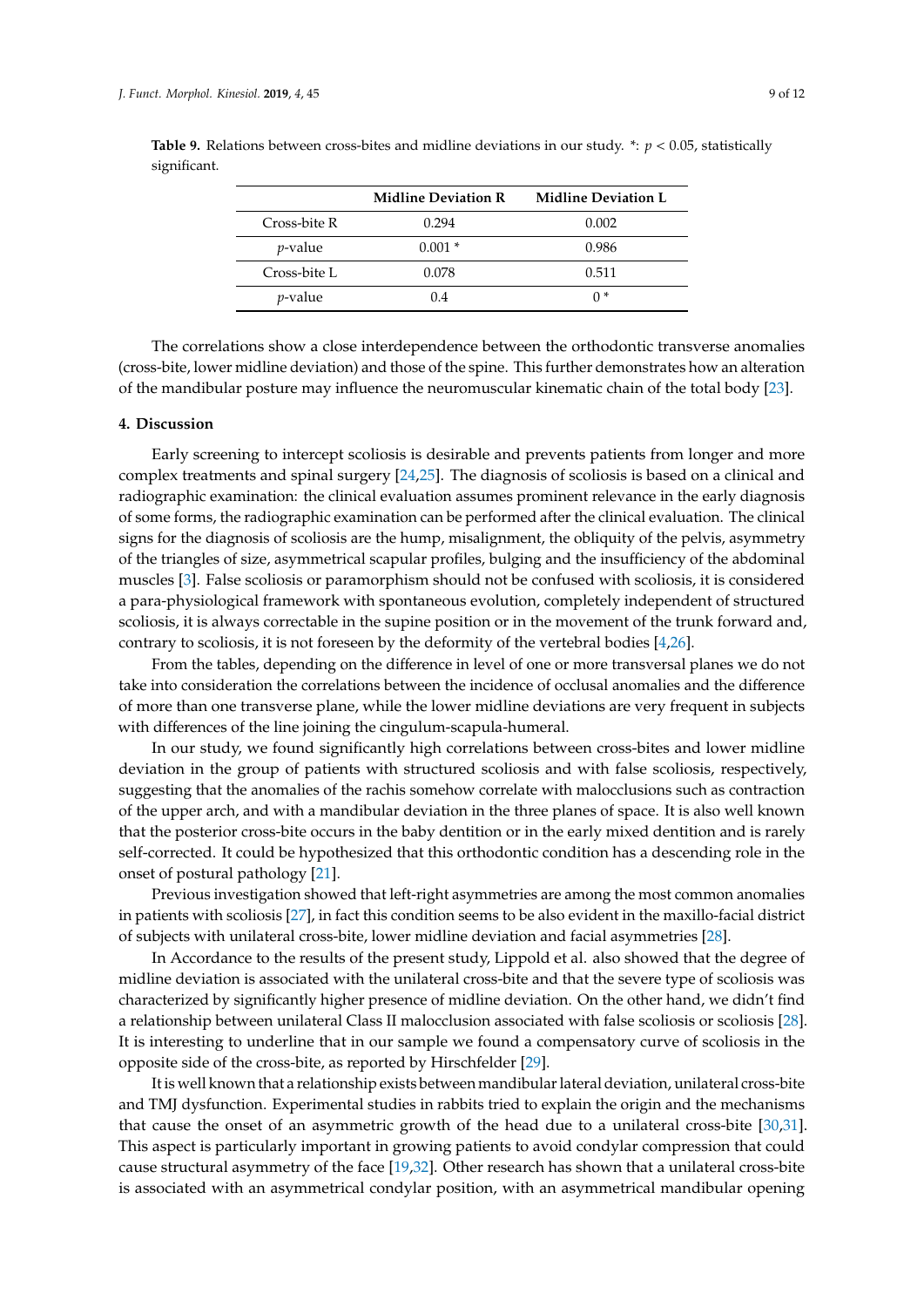**Table 9.** Relations between cross-bites and midline deviations in our study. *: $p < 0.05$, statistically significant.

| | Midline Deviation R | Midline Deviation L |
|---|---|---|
| Cross-bite R | 0.294 | 0.002 |
| *p*-value | 0.001 * | 0.986 |
| Cross-bite L | 0.078 | 0.511 |
| *p*-value | 0.4 | 0 * |

The correlations show a close interdependence between the orthodontic transverse anomalies (cross-bite, lower midline deviation) and those of the spine. This further demonstrates how an alteration of the mandibular posture may influence the neuromuscular kinematic chain of the total body [23].

## 4. Discussion

Early screening to intercept scoliosis is desirable and prevents patients from longer and more complex treatments and spinal surgery [24,25]. The diagnosis of scoliosis is based on a clinical and radiographic examination: the clinical evaluation assumes prominent relevance in the early diagnosis of some forms, the radiographic examination can be performed after the clinical evaluation. The clinical signs for the diagnosis of scoliosis are the hump, misalignment, the obliquity of the pelvis, asymmetry of the triangles of size, asymmetrical scapular profiles, bulging and the insufficiency of the abdominal muscles [3]. False scoliosis or paramorphism should not be confused with scoliosis, it is considered a para-physiological framework with spontaneous evolution, completely independent of structured scoliosis, it is always correctable in the supine position or in the movement of the trunk forward and, contrary to scoliosis, it is not foreseen by the deformity of the vertebral bodies [4,26].

From the tables, depending on the difference in level of one or more transversal planes we do not take into consideration the correlations between the incidence of occlusal anomalies and the difference of more than one transverse plane, while the lower midline deviations are very frequent in subjects with differences of the line joining the cingulum-scapula-humeral.

In our study, we found significantly high correlations between cross-bites and lower midline deviation in the group of patients with structured scoliosis and with false scoliosis, respectively, suggesting that the anomalies of the rachis somehow correlate with malocclusions such as contraction of the upper arch, and with a mandibular deviation in the three planes of space. It is also well known that the posterior cross-bite occurs in the baby dentition or in the early mixed dentition and is rarely self-corrected. It could be hypothesized that this orthodontic condition has a descending role in the onset of postural pathology [21].

Previous investigation showed that left-right asymmetries are among the most common anomalies in patients with scoliosis [27], in fact this condition seems to be also evident in the maxillo-facial district of subjects with unilateral cross-bite, lower midline deviation and facial asymmetries [28].

In Accordance to the results of the present study, Lippold et al. also showed that the degree of midline deviation is associated with the unilateral cross-bite and that the severe type of scoliosis was characterized by significantly higher presence of midline deviation. On the other hand, we didn't find a relationship between unilateral Class II malocclusion associated with false scoliosis or scoliosis [28]. It is interesting to underline that in our sample we found a compensatory curve of scoliosis in the opposite side of the cross-bite, as reported by Hirschfelder [29].

It is well known that a relationship exists between mandibular lateral deviation, unilateral cross-bite and TMJ dysfunction. Experimental studies in rabbits tried to explain the origin and the mechanisms that cause the onset of an asymmetric growth of the head due to a unilateral cross-bite [30,31]. This aspect is particularly important in growing patients to avoid condylar compression that could cause structural asymmetry of the face [19,32]. Other research has shown that a unilateral cross-bite is associated with an asymmetrical condylar position, with an asymmetrical mandibular opening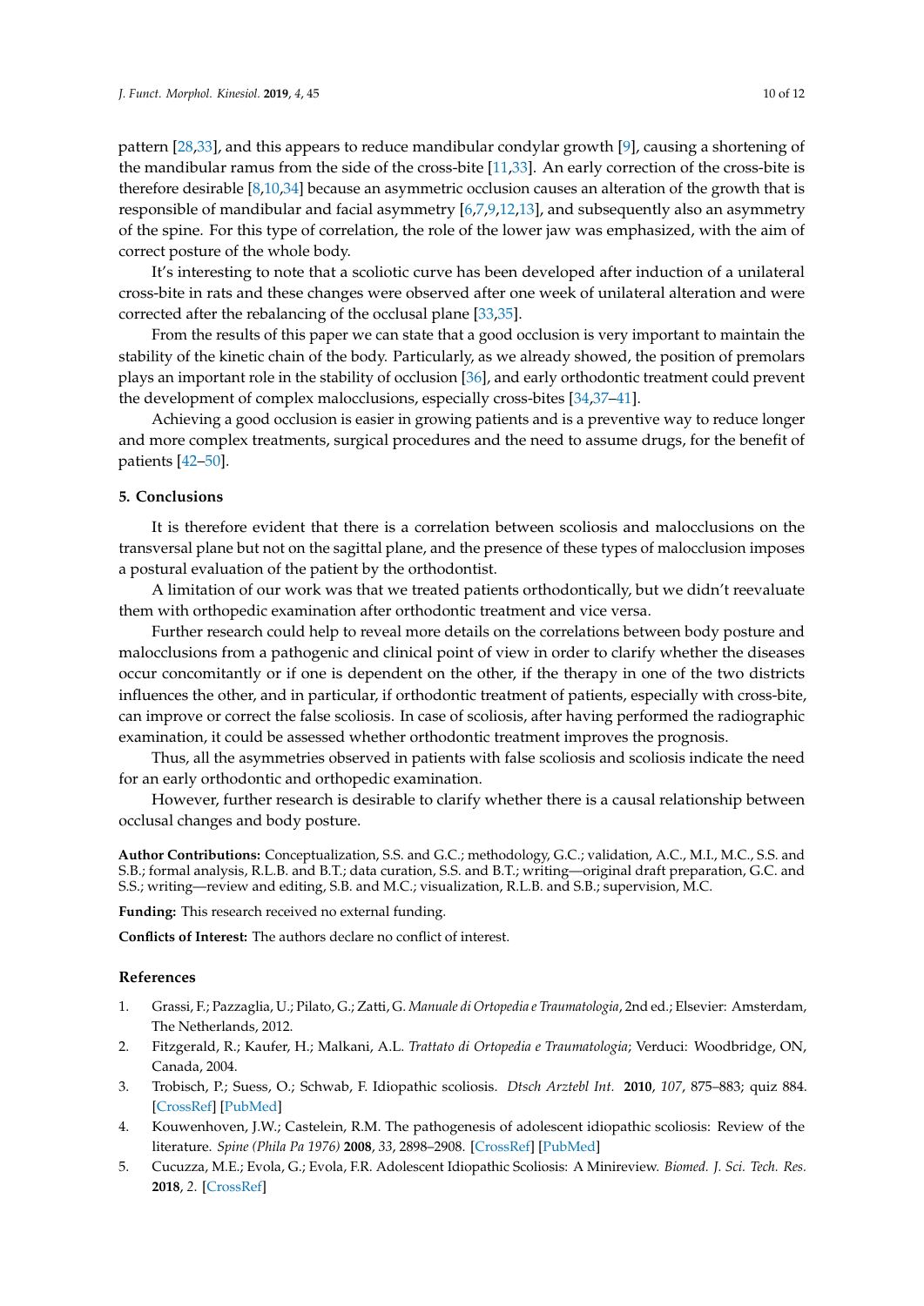pattern [28,33], and this appears to reduce mandibular condylar growth [9], causing a shortening of the mandibular ramus from the side of the cross-bite [11,33]. An early correction of the cross-bite is therefore desirable [8,10,34] because an asymmetric occlusion causes an alteration of the growth that is responsible of mandibular and facial asymmetry [6,7,9,12,13], and subsequently also an asymmetry of the spine. For this type of correlation, the role of the lower jaw was emphasized, with the aim of correct posture of the whole body.

It's interesting to note that a scoliotic curve has been developed after induction of a unilateral cross-bite in rats and these changes were observed after one week of unilateral alteration and were corrected after the rebalancing of the occlusal plane [33,35].

From the results of this paper we can state that a good occlusion is very important to maintain the stability of the kinetic chain of the body. Particularly, as we already showed, the position of premolars plays an important role in the stability of occlusion [36], and early orthodontic treatment could prevent the development of complex malocclusions, especially cross-bites [34,37–41].

Achieving a good occlusion is easier in growing patients and is a preventive way to reduce longer and more complex treatments, surgical procedures and the need to assume drugs, for the benefit of patients [42–50].

## 5. Conclusions

It is therefore evident that there is a correlation between scoliosis and malocclusions on the transversal plane but not on the sagittal plane, and the presence of these types of malocclusion imposes a postural evaluation of the patient by the orthodontist.

A limitation of our work was that we treated patients orthodontically, but we didn't reevaluate them with orthopedic examination after orthodontic treatment and vice versa.

Further research could help to reveal more details on the correlations between body posture and malocclusions from a pathogenic and clinical point of view in order to clarify whether the diseases occur concomitantly or if one is dependent on the other, if the therapy in one of the two districts influences the other, and in particular, if orthodontic treatment of patients, especially with cross-bite, can improve or correct the false scoliosis. In case of scoliosis, after having performed the radiographic examination, it could be assessed whether orthodontic treatment improves the prognosis.

Thus, all the asymmetries observed in patients with false scoliosis and scoliosis indicate the need for an early orthodontic and orthopedic examination.

However, further research is desirable to clarify whether there is a causal relationship between occlusal changes and body posture.

**Author Contributions:** Conceptualization, S.S. and G.C.; methodology, G.C.; validation, A.C., M.I., M.C., S.S. and S.B.; formal analysis, R.L.B. and B.T.; data curation, S.S. and B.T.; writing—original draft preparation, G.C. and S.S.; writing—review and editing, S.B. and M.C.; visualization, R.L.B. and S.B.; supervision, M.C.

**Funding:** This research received no external funding.

**Conflicts of Interest:** The authors declare no conflict of interest.

## References

1. Grassi, F.; Pazzaglia, U.; Pilato, G.; Zatti, G. *Manuale di Ortopedia e Traumatologia*, 2nd ed.; Elsevier: Amsterdam, The Netherlands, 2012.
2. Fitzgerald, R.; Kaufer, H.; Malkani, A.L. *Trattato di Ortopedia e Traumatologia*; Verduci: Woodbridge, ON, Canada, 2004.
3. Trobisch, P.; Suess, O.; Schwab, F. Idiopathic scoliosis. *Dtsch Arztebl Int.* **2010**, *107*, 875–883; quiz 884. [CrossRef] [PubMed]
4. Kouwenhoven, J.W.; Castelein, R.M. The pathogenesis of adolescent idiopathic scoliosis: Review of the literature. *Spine (Phila Pa 1976)* **2008**, *33*, 2898–2908. [CrossRef] [PubMed]
5. Cucuzza, M.E.; Evola, G.; Evola, F.R. Adolescent Idiopathic Scoliosis: A Minireview. *Biomed. J. Sci. Tech. Res.* **2018**, *2*. [CrossRef]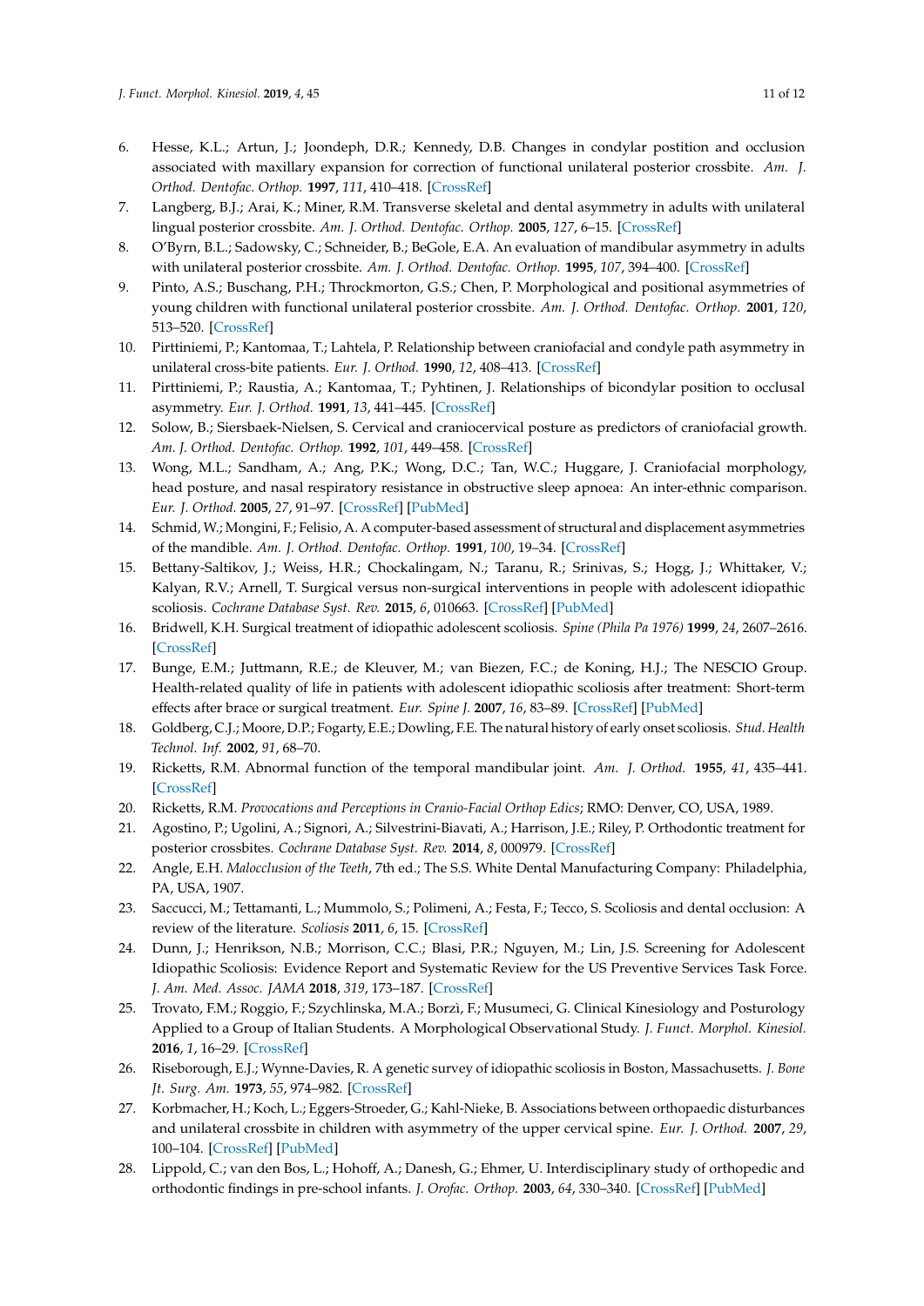6. Hesse, K.L.; Artun, J.; Joondeph, D.R.; Kennedy, D.B. Changes in condylar postition and occlusion associated with maxillary expansion for correction of functional unilateral posterior crossbite. *Am. J. Orthod. Dentofac. Orthop.* **1997**, *111*, 410–418. [CrossRef]
7. Langberg, B.J.; Arai, K.; Miner, R.M. Transverse skeletal and dental asymmetry in adults with unilateral lingual posterior crossbite. *Am. J. Orthod. Dentofac. Orthop.* **2005**, *127*, 6–15. [CrossRef]
8. O'Byrn, B.L.; Sadowsky, C.; Schneider, B.; BeGole, E.A. An evaluation of mandibular asymmetry in adults with unilateral posterior crossbite. *Am. J. Orthod. Dentofac. Orthop.* **1995**, *107*, 394–400. [CrossRef]
9. Pinto, A.S.; Buschang, P.H.; Throckmorton, G.S.; Chen, P. Morphological and positional asymmetries of young children with functional unilateral posterior crossbite. *Am. J. Orthod. Dentofac. Orthop.* **2001**, *120*, 513–520. [CrossRef]
10. Pirttiniemi, P.; Kantomaa, T.; Lahtela, P. Relationship between craniofacial and condyle path asymmetry in unilateral cross-bite patients. *Eur. J. Orthod.* **1990**, *12*, 408–413. [CrossRef]
11. Pirttiniemi, P.; Raustia, A.; Kantomaa, T.; Pyhtinen, J. Relationships of bicondylar position to occlusal asymmetry. *Eur. J. Orthod.* **1991**, *13*, 441–445. [CrossRef]
12. Solow, B.; Siersbaek-Nielsen, S. Cervical and craniocervical posture as predictors of craniofacial growth. *Am. J. Orthod. Dentofac. Orthop.* **1992**, *101*, 449–458. [CrossRef]
13. Wong, M.L.; Sandham, A.; Ang, P.K.; Wong, D.C.; Tan, W.C.; Huggare, J. Craniofacial morphology, head posture, and nasal respiratory resistance in obstructive sleep apnoea: An inter-ethnic comparison. *Eur. J. Orthod.* **2005**, *27*, 91–97. [CrossRef] [PubMed]
14. Schmid, W.; Mongini, F.; Felisio, A. A computer-based assessment of structural and displacement asymmetries of the mandible. *Am. J. Orthod. Dentofac. Orthop.* **1991**, *100*, 19–34. [CrossRef]
15. Bettany-Saltikov, J.; Weiss, H.R.; Chockalingam, N.; Taranu, R.; Srinivas, S.; Hogg, J.; Whittaker, V.; Kalyan, R.V.; Arnell, T. Surgical versus non-surgical interventions in people with adolescent idiopathic scoliosis. *Cochrane Database Syst. Rev.* **2015**, *6*, 010663. [CrossRef] [PubMed]
16. Bridwell, K.H. Surgical treatment of idiopathic adolescent scoliosis. *Spine (Phila Pa 1976)* **1999**, *24*, 2607–2616. [CrossRef]
17. Bunge, E.M.; Juttmann, R.E.; de Kleuver, M.; van Biezen, F.C.; de Koning, H.J.; The NESCIO Group. Health-related quality of life in patients with adolescent idiopathic scoliosis after treatment: Short-term effects after brace or surgical treatment. *Eur. Spine J.* **2007**, *16*, 83–89. [CrossRef] [PubMed]
18. Goldberg, C.J.; Moore, D.P.; Fogarty, E.E.; Dowling, F.E. The natural history of early onset scoliosis. *Stud. Health Technol. Inf.* **2002**, *91*, 68–70.
19. Ricketts, R.M. Abnormal function of the temporal mandibular joint. *Am. J. Orthod.* **1955**, *41*, 435–441. [CrossRef]
20. Ricketts, R.M. *Provocations and Perceptions in Cranio-Facial Orthop Edics*; RMO: Denver, CO, USA, 1989.
21. Agostino, P.; Ugolini, A.; Signori, A.; Silvestrini-Biavati, A.; Harrison, J.E.; Riley, P. Orthodontic treatment for posterior crossbites. *Cochrane Database Syst. Rev.* **2014**, *8*, 000979. [CrossRef]
22. Angle, E.H. *Malocclusion of the Teeth*, 7th ed.; The S.S. White Dental Manufacturing Company: Philadelphia, PA, USA, 1907.
23. Saccucci, M.; Tettamanti, L.; Mummolo, S.; Polimeni, A.; Festa, F.; Tecco, S. Scoliosis and dental occlusion: A review of the literature. *Scoliosis* **2011**, *6*, 15. [CrossRef]
24. Dunn, J.; Henrikson, N.B.; Morrison, C.C.; Blasi, P.R.; Nguyen, M.; Lin, J.S. Screening for Adolescent Idiopathic Scoliosis: Evidence Report and Systematic Review for the US Preventive Services Task Force. *J. Am. Med. Assoc. JAMA* **2018**, *319*, 173–187. [CrossRef]
25. Trovato, F.M.; Roggio, F.; Szychlinska, M.A.; Borzì, F.; Musumeci, G. Clinical Kinesiology and Posturology Applied to a Group of Italian Students. A Morphological Observational Study. *J. Funct. Morphol. Kinesiol.* **2016**, *1*, 16–29. [CrossRef]
26. Riseborough, E.J.; Wynne-Davies, R. A genetic survey of idiopathic scoliosis in Boston, Massachusetts. *J. Bone Jt. Surg. Am.* **1973**, *55*, 974–982. [CrossRef]
27. Korbmacher, H.; Koch, L.; Eggers-Stroeder, G.; Kahl-Nieke, B. Associations between orthopaedic disturbances and unilateral crossbite in children with asymmetry of the upper cervical spine. *Eur. J. Orthod.* **2007**, *29*, 100–104. [CrossRef] [PubMed]
28. Lippold, C.; van den Bos, L.; Hohoff, A.; Danesh, G.; Ehmer, U. Interdisciplinary study of orthopedic and orthodontic findings in pre-school infants. *J. Orofac. Orthop.* **2003**, *64*, 330–340. [CrossRef] [PubMed]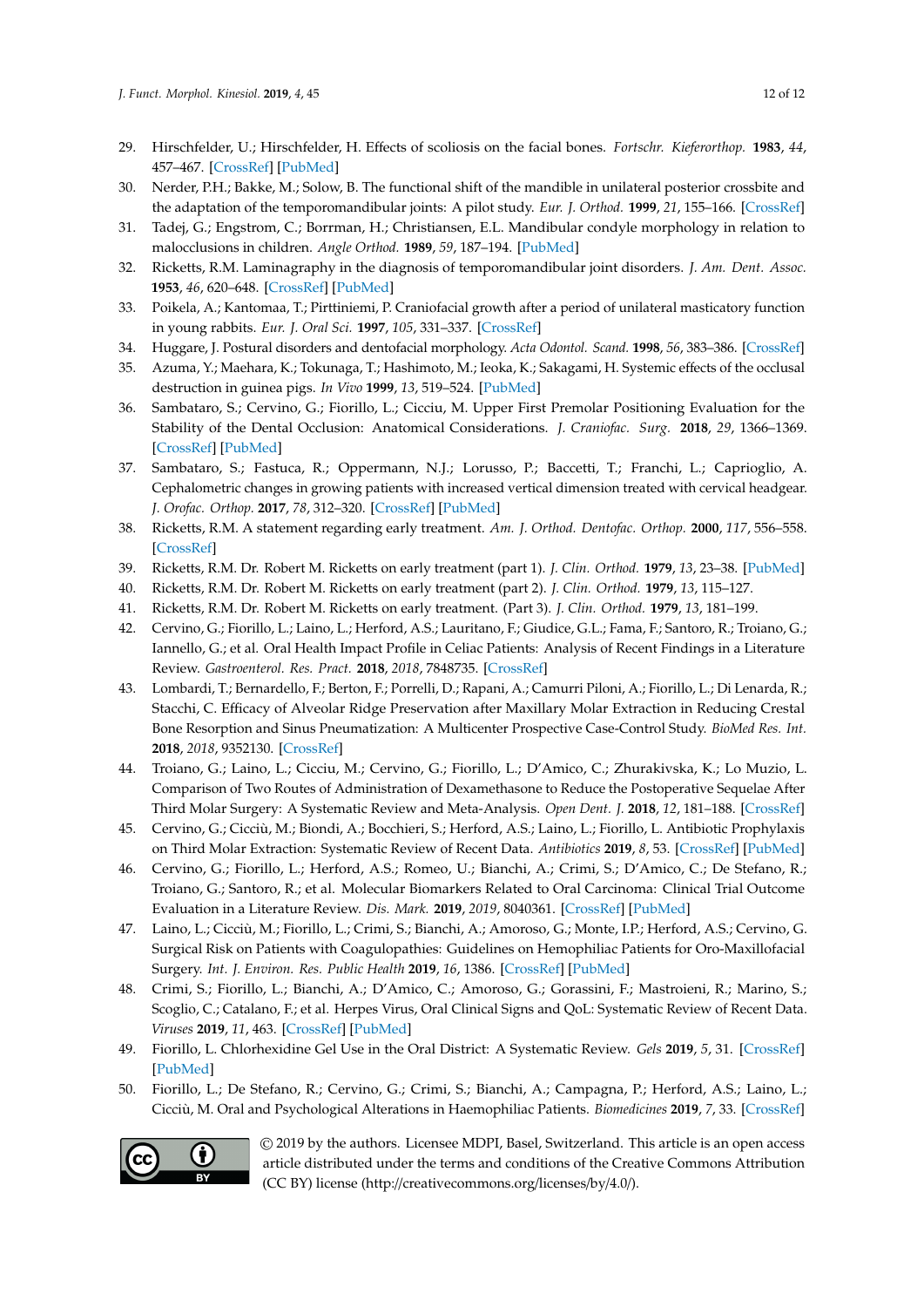29. Hirschfelder, U.; Hirschfelder, H. Effects of scoliosis on the facial bones. *Fortschr. Kieferorthop.* **1983**, *44*, 457–467. [CrossRef] [PubMed]
30. Nerder, P.H.; Bakke, M.; Solow, B. The functional shift of the mandible in unilateral posterior crossbite and the adaptation of the temporomandibular joints: A pilot study. *Eur. J. Orthod.* **1999**, *21*, 155–166. [CrossRef]
31. Tadej, G.; Engstrom, C.; Borrman, H.; Christiansen, E.L. Mandibular condyle morphology in relation to malocclusions in children. *Angle Orthod.* **1989**, *59*, 187–194. [PubMed]
32. Ricketts, R.M. Laminagraphy in the diagnosis of temporomandibular joint disorders. *J. Am. Dent. Assoc.* **1953**, *46*, 620–648. [CrossRef] [PubMed]
33. Poikela, A.; Kantomaa, T.; Pirttiniemi, P. Craniofacial growth after a period of unilateral masticatory function in young rabbits. *Eur. J. Oral Sci.* **1997**, *105*, 331–337. [CrossRef]
34. Huggare, J. Postural disorders and dentofacial morphology. *Acta Odontol. Scand.* **1998**, *56*, 383–386. [CrossRef]
35. Azuma, Y.; Maehara, K.; Tokunaga, T.; Hashimoto, M.; Ieoka, K.; Sakagami, H. Systemic effects of the occlusal destruction in guinea pigs. *In Vivo* **1999**, *13*, 519–524. [PubMed]
36. Sambataro, S.; Cervino, G.; Fiorillo, L.; Cicciu, M. Upper First Premolar Positioning Evaluation for the Stability of the Dental Occlusion: Anatomical Considerations. *J. Craniofac. Surg.* **2018**, *29*, 1366–1369. [CrossRef] [PubMed]
37. Sambataro, S.; Fastuca, R.; Oppermann, N.J.; Lorusso, P.; Baccetti, T.; Franchi, L.; Caprioglio, A. Cephalometric changes in growing patients with increased vertical dimension treated with cervical headgear. *J. Orofac. Orthop.* **2017**, *78*, 312–320. [CrossRef] [PubMed]
38. Ricketts, R.M. A statement regarding early treatment. *Am. J. Orthod. Dentofac. Orthop.* **2000**, *117*, 556–558. [CrossRef]
39. Ricketts, R.M. Dr. Robert M. Ricketts on early treatment (part 1). *J. Clin. Orthod.* **1979**, *13*, 23–38. [PubMed]
40. Ricketts, R.M. Dr. Robert M. Ricketts on early treatment (part 2). *J. Clin. Orthod.* **1979**, *13*, 115–127.
41. Ricketts, R.M. Dr. Robert M. Ricketts on early treatment. (Part 3). *J. Clin. Orthod.* **1979**, *13*, 181–199.
42. Cervino, G.; Fiorillo, L.; Laino, L.; Herford, A.S.; Lauritano, F.; Giudice, G.L.; Fama, F.; Santoro, R.; Troiano, G.; Iannello, G.; et al. Oral Health Impact Profile in Celiac Patients: Analysis of Recent Findings in a Literature Review. *Gastroenterol. Res. Pract.* **2018**, *2018*, 7848735. [CrossRef]
43. Lombardi, T.; Bernardello, F.; Berton, F.; Porrelli, D.; Rapani, A.; Camurri Piloni, A.; Fiorillo, L.; Di Lenarda, R.; Stacchi, C. Efficacy of Alveolar Ridge Preservation after Maxillary Molar Extraction in Reducing Crestal Bone Resorption and Sinus Pneumatization: A Multicenter Prospective Case-Control Study. *BioMed Res. Int.* **2018**, *2018*, 9352130. [CrossRef]
44. Troiano, G.; Laino, L.; Cicciu, M.; Cervino, G.; Fiorillo, L.; D'Amico, C.; Zhurakivska, K.; Lo Muzio, L. Comparison of Two Routes of Administration of Dexamethasone to Reduce the Postoperative Sequelae After Third Molar Surgery: A Systematic Review and Meta-Analysis. *Open Dent. J.* **2018**, *12*, 181–188. [CrossRef]
45. Cervino, G.; Cicciù, M.; Biondi, A.; Bocchieri, S.; Herford, A.S.; Laino, L.; Fiorillo, L. Antibiotic Prophylaxis on Third Molar Extraction: Systematic Review of Recent Data. *Antibiotics* **2019**, *8*, 53. [CrossRef] [PubMed]
46. Cervino, G.; Fiorillo, L.; Herford, A.S.; Romeo, U.; Bianchi, A.; Crimi, S.; D'Amico, C.; De Stefano, R.; Troiano, G.; Santoro, R.; et al. Molecular Biomarkers Related to Oral Carcinoma: Clinical Trial Outcome Evaluation in a Literature Review. *Dis. Mark.* **2019**, *2019*, 8040361. [CrossRef] [PubMed]
47. Laino, L.; Cicciù, M.; Fiorillo, L.; Crimi, S.; Bianchi, A.; Amoroso, G.; Monte, I.P.; Herford, A.S.; Cervino, G. Surgical Risk on Patients with Coagulopathies: Guidelines on Hemophiliac Patients for Oro-Maxillofacial Surgery. *Int. J. Environ. Res. Public Health* **2019**, *16*, 1386. [CrossRef] [PubMed]
48. Crimi, S.; Fiorillo, L.; Bianchi, A.; D'Amico, C.; Amoroso, G.; Gorassini, F.; Mastroieni, R.; Marino, S.; Scoglio, C.; Catalano, F.; et al. Herpes Virus, Oral Clinical Signs and QoL: Systematic Review of Recent Data. *Viruses* **2019**, *11*, 463. [CrossRef] [PubMed]
49. Fiorillo, L. Chlorhexidine Gel Use in the Oral District: A Systematic Review. *Gels* **2019**, *5*, 31. [CrossRef] [PubMed]
50. Fiorillo, L.; De Stefano, R.; Cervino, G.; Crimi, S.; Bianchi, A.; Campagna, P.; Herford, A.S.; Laino, L.; Cicciù, M. Oral and Psychological Alterations in Haemophiliac Patients. *Biomedicines* **2019**, *7*, 33. [CrossRef]

© 2019 by the authors. Licensee MDPI, Basel, Switzerland. This article is an open access article distributed under the terms and conditions of the Creative Commons Attribution (CC BY) license (http://creativecommons.org/licenses/by/4.0/).